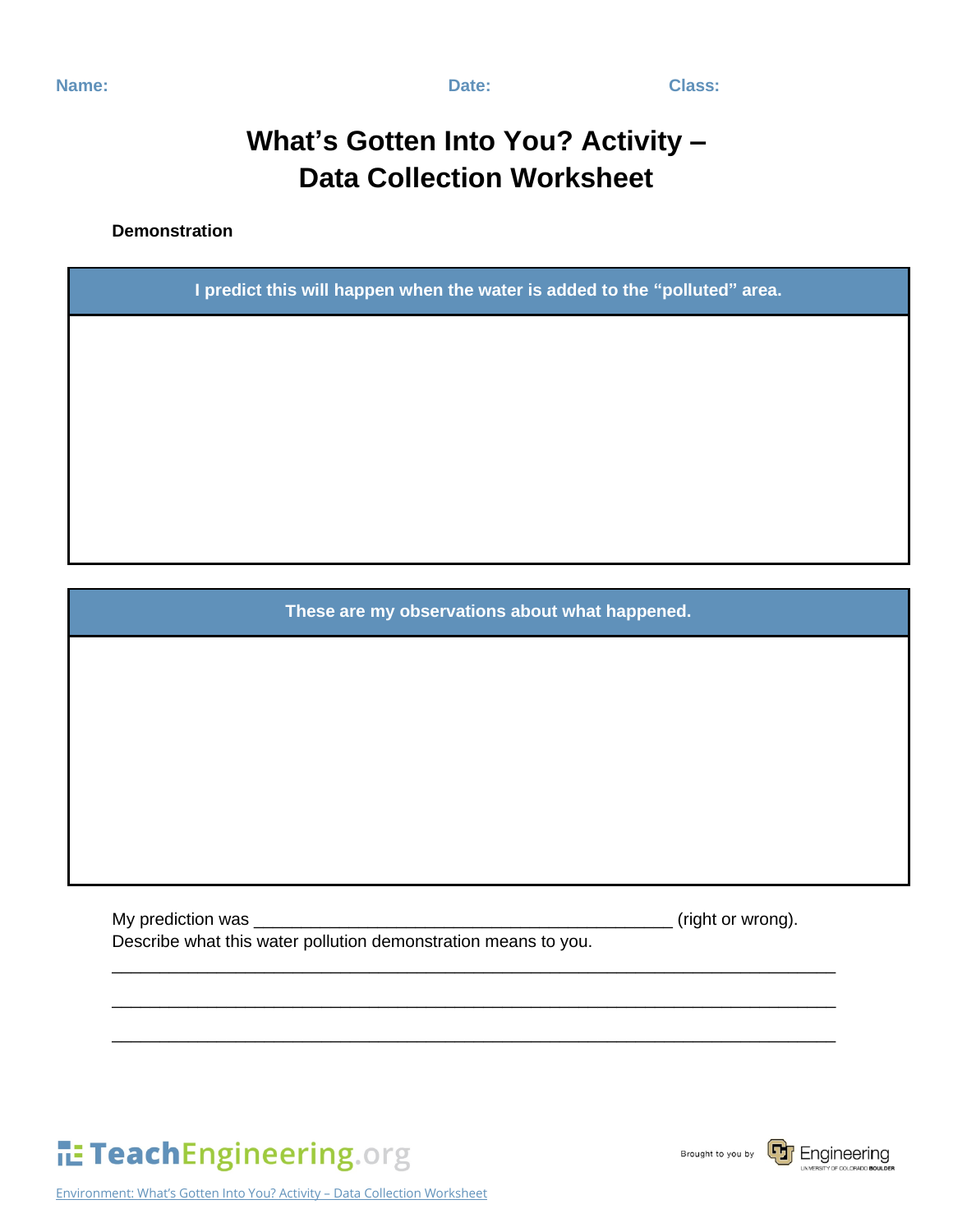Name: Date: Class:

# What's Gotten Into You? Activity – Data Collection Worksheet

**Demonstration**

| I predict this will happen when the water is added to the "polluted" area. |
| --- |
| |

| These are my observations about what happened. |
| --- |
| |

My prediction was ______________________________________________ (right or wrong).

Describe what this water pollution demonstration means to you.

________________________________________________________________________________

________________________________________________________________________________

________________________________________________________________________________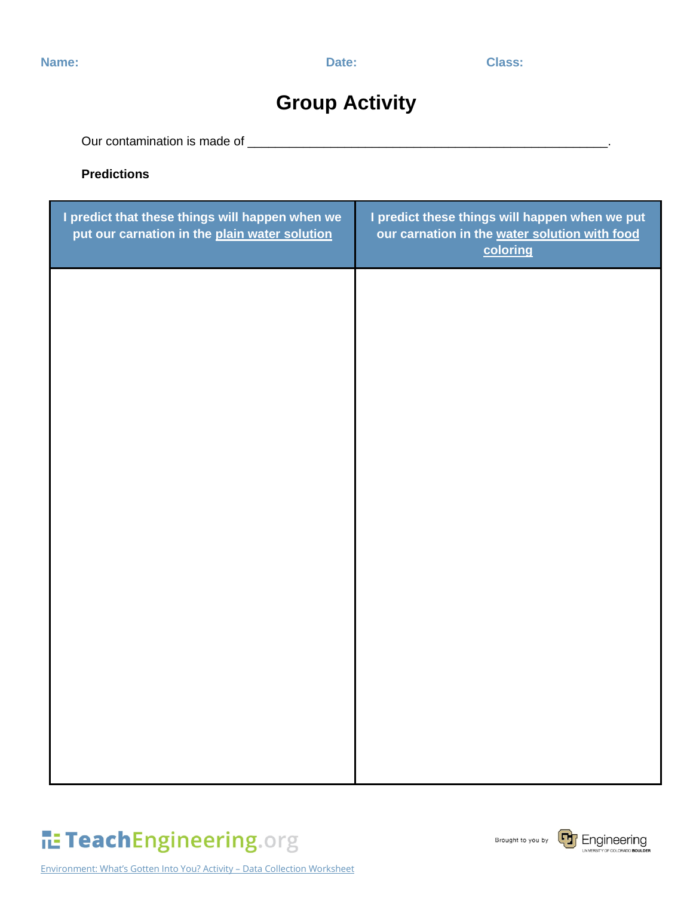**Name:** **Date:** **Class:**

# Group Activity

Our contamination is made of ______________________________________________________.

**Predictions**

| I predict that these things will happen when we put our carnation in the plain water solution | I predict these things will happen when we put our carnation in the water solution with food coloring |
|---|---|
| | |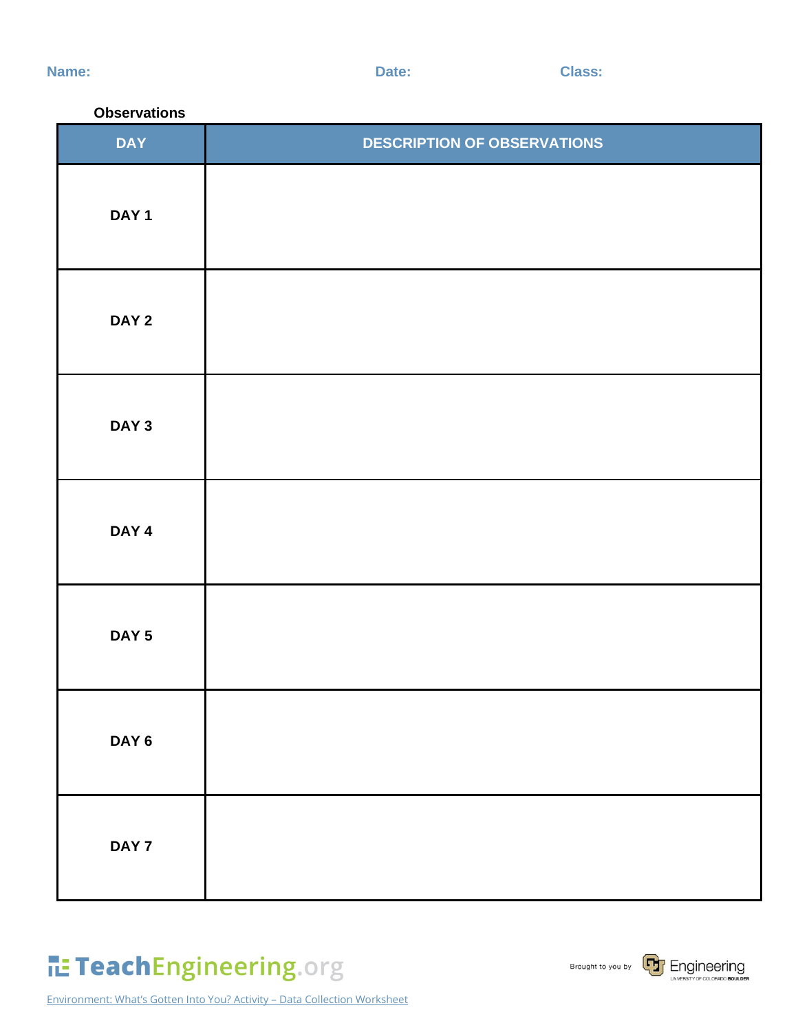**Name:** **Date:** **Class:**

**Observations**

| DAY | DESCRIPTION OF OBSERVATIONS |
|---|---|
| **DAY 1** | |
| **DAY 2** | |
| **DAY 3** | |
| **DAY 4** | |
| **DAY 5** | |
| **DAY 6** | |
| **DAY 7** | |

Environment: What's Gotten Into You? Activity – Data Collection Worksheet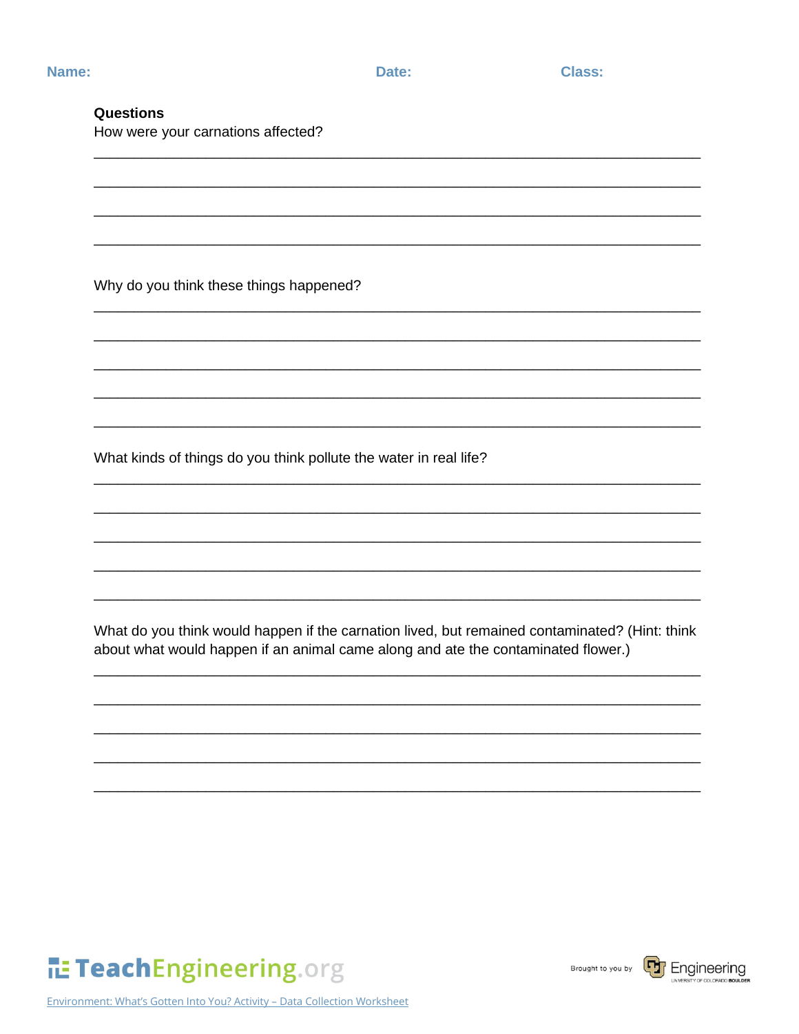**Name:** **Date:** **Class:**

**Questions**

How were your carnations affected?

\_\_\_\_\_\_\_\_\_\_\_\_\_\_\_\_\_\_\_\_\_\_\_\_\_\_\_\_\_\_\_\_\_\_\_\_\_\_\_\_\_\_\_\_\_\_\_\_\_\_\_\_\_\_\_\_\_\_\_\_\_\_\_\_\_\_\_\_\_\_\_\_\_\_\_\_

\_\_\_\_\_\_\_\_\_\_\_\_\_\_\_\_\_\_\_\_\_\_\_\_\_\_\_\_\_\_\_\_\_\_\_\_\_\_\_\_\_\_\_\_\_\_\_\_\_\_\_\_\_\_\_\_\_\_\_\_\_\_\_\_\_\_\_\_\_\_\_\_\_\_\_\_

\_\_\_\_\_\_\_\_\_\_\_\_\_\_\_\_\_\_\_\_\_\_\_\_\_\_\_\_\_\_\_\_\_\_\_\_\_\_\_\_\_\_\_\_\_\_\_\_\_\_\_\_\_\_\_\_\_\_\_\_\_\_\_\_\_\_\_\_\_\_\_\_\_\_\_\_

\_\_\_\_\_\_\_\_\_\_\_\_\_\_\_\_\_\_\_\_\_\_\_\_\_\_\_\_\_\_\_\_\_\_\_\_\_\_\_\_\_\_\_\_\_\_\_\_\_\_\_\_\_\_\_\_\_\_\_\_\_\_\_\_\_\_\_\_\_\_\_\_\_\_\_\_

Why do you think these things happened?

\_\_\_\_\_\_\_\_\_\_\_\_\_\_\_\_\_\_\_\_\_\_\_\_\_\_\_\_\_\_\_\_\_\_\_\_\_\_\_\_\_\_\_\_\_\_\_\_\_\_\_\_\_\_\_\_\_\_\_\_\_\_\_\_\_\_\_\_\_\_\_\_\_\_\_\_

\_\_\_\_\_\_\_\_\_\_\_\_\_\_\_\_\_\_\_\_\_\_\_\_\_\_\_\_\_\_\_\_\_\_\_\_\_\_\_\_\_\_\_\_\_\_\_\_\_\_\_\_\_\_\_\_\_\_\_\_\_\_\_\_\_\_\_\_\_\_\_\_\_\_\_\_

\_\_\_\_\_\_\_\_\_\_\_\_\_\_\_\_\_\_\_\_\_\_\_\_\_\_\_\_\_\_\_\_\_\_\_\_\_\_\_\_\_\_\_\_\_\_\_\_\_\_\_\_\_\_\_\_\_\_\_\_\_\_\_\_\_\_\_\_\_\_\_\_\_\_\_\_

\_\_\_\_\_\_\_\_\_\_\_\_\_\_\_\_\_\_\_\_\_\_\_\_\_\_\_\_\_\_\_\_\_\_\_\_\_\_\_\_\_\_\_\_\_\_\_\_\_\_\_\_\_\_\_\_\_\_\_\_\_\_\_\_\_\_\_\_\_\_\_\_\_\_\_\_

\_\_\_\_\_\_\_\_\_\_\_\_\_\_\_\_\_\_\_\_\_\_\_\_\_\_\_\_\_\_\_\_\_\_\_\_\_\_\_\_\_\_\_\_\_\_\_\_\_\_\_\_\_\_\_\_\_\_\_\_\_\_\_\_\_\_\_\_\_\_\_\_\_\_\_\_

What kinds of things do you think pollute the water in real life?

\_\_\_\_\_\_\_\_\_\_\_\_\_\_\_\_\_\_\_\_\_\_\_\_\_\_\_\_\_\_\_\_\_\_\_\_\_\_\_\_\_\_\_\_\_\_\_\_\_\_\_\_\_\_\_\_\_\_\_\_\_\_\_\_\_\_\_\_\_\_\_\_\_\_\_\_

\_\_\_\_\_\_\_\_\_\_\_\_\_\_\_\_\_\_\_\_\_\_\_\_\_\_\_\_\_\_\_\_\_\_\_\_\_\_\_\_\_\_\_\_\_\_\_\_\_\_\_\_\_\_\_\_\_\_\_\_\_\_\_\_\_\_\_\_\_\_\_\_\_\_\_\_

\_\_\_\_\_\_\_\_\_\_\_\_\_\_\_\_\_\_\_\_\_\_\_\_\_\_\_\_\_\_\_\_\_\_\_\_\_\_\_\_\_\_\_\_\_\_\_\_\_\_\_\_\_\_\_\_\_\_\_\_\_\_\_\_\_\_\_\_\_\_\_\_\_\_\_\_

\_\_\_\_\_\_\_\_\_\_\_\_\_\_\_\_\_\_\_\_\_\_\_\_\_\_\_\_\_\_\_\_\_\_\_\_\_\_\_\_\_\_\_\_\_\_\_\_\_\_\_\_\_\_\_\_\_\_\_\_\_\_\_\_\_\_\_\_\_\_\_\_\_\_\_\_

\_\_\_\_\_\_\_\_\_\_\_\_\_\_\_\_\_\_\_\_\_\_\_\_\_\_\_\_\_\_\_\_\_\_\_\_\_\_\_\_\_\_\_\_\_\_\_\_\_\_\_\_\_\_\_\_\_\_\_\_\_\_\_\_\_\_\_\_\_\_\_\_\_\_\_\_

What do you think would happen if the carnation lived, but remained contaminated? (Hint: think about what would happen if an animal came along and ate the contaminated flower.)

\_\_\_\_\_\_\_\_\_\_\_\_\_\_\_\_\_\_\_\_\_\_\_\_\_\_\_\_\_\_\_\_\_\_\_\_\_\_\_\_\_\_\_\_\_\_\_\_\_\_\_\_\_\_\_\_\_\_\_\_\_\_\_\_\_\_\_\_\_\_\_\_\_\_\_\_

\_\_\_\_\_\_\_\_\_\_\_\_\_\_\_\_\_\_\_\_\_\_\_\_\_\_\_\_\_\_\_\_\_\_\_\_\_\_\_\_\_\_\_\_\_\_\_\_\_\_\_\_\_\_\_\_\_\_\_\_\_\_\_\_\_\_\_\_\_\_\_\_\_\_\_\_

\_\_\_\_\_\_\_\_\_\_\_\_\_\_\_\_\_\_\_\_\_\_\_\_\_\_\_\_\_\_\_\_\_\_\_\_\_\_\_\_\_\_\_\_\_\_\_\_\_\_\_\_\_\_\_\_\_\_\_\_\_\_\_\_\_\_\_\_\_\_\_\_\_\_\_\_

\_\_\_\_\_\_\_\_\_\_\_\_\_\_\_\_\_\_\_\_\_\_\_\_\_\_\_\_\_\_\_\_\_\_\_\_\_\_\_\_\_\_\_\_\_\_\_\_\_\_\_\_\_\_\_\_\_\_\_\_\_\_\_\_\_\_\_\_\_\_\_\_\_\_\_\_

\_\_\_\_\_\_\_\_\_\_\_\_\_\_\_\_\_\_\_\_\_\_\_\_\_\_\_\_\_\_\_\_\_\_\_\_\_\_\_\_\_\_\_\_\_\_\_\_\_\_\_\_\_\_\_\_\_\_\_\_\_\_\_\_\_\_\_\_\_\_\_\_\_\_\_\_